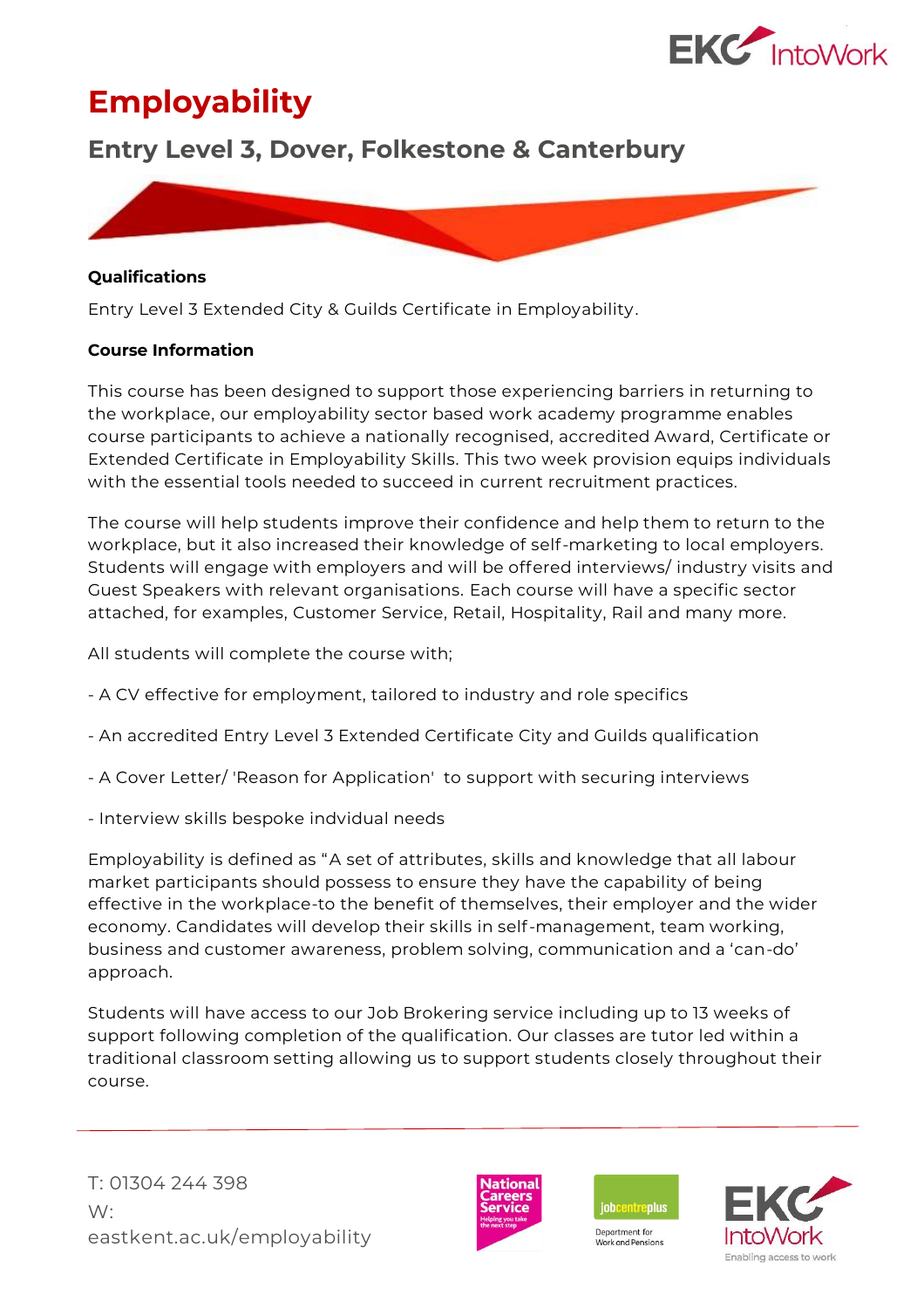# Employability

## Entry Level 3, Dover, Folkestone & Canterbury

**Qualifications**

Entry Level 3 Extended City & Guilds Certificate in Employability.

**Course Information**

This course has been designed to support those experiencing barriers in returning to the workplace, our employability sector based work academy programme enables course participants to achieve a nationally recognised, accredited Award, Certificate or Extended Certificate in Employability Skills. This two week provision equips individuals with the essential tools needed to succeed in current recruitment practices.

The course will help students improve their confidence and help them to return to the workplace, but it also increased their knowledge of self-marketing to local employers. Students will engage with employers and will be offered interviews/ industry visits and Guest Speakers with relevant organisations. Each course will have a specific sector attached, for examples, Customer Service, Retail, Hospitality, Rail and many more.

All students will complete the course with;

- A CV effective for employment, tailored to industry and role specifics
- An accredited Entry Level 3 Extended Certificate City and Guilds qualification
- A Cover Letter/ 'Reason for Application' to support with securing interviews
- Interview skills bespoke indvidual needs

Employability is defined as “A set of attributes, skills and knowledge that all labour market participants should possess to ensure they have the capability of being effective in the workplace-to the benefit of themselves, their employer and the wider economy. Candidates will develop their skills in self-management, team working, business and customer awareness, problem solving, communication and a ‘can-do’ approach.

Students will have access to our Job Brokering service including up to 13 weeks of support following completion of the qualification. Our classes are tutor led within a traditional classroom setting allowing us to support students closely throughout their course.

T: 01304 244 398
W: eastkent.ac.uk/employability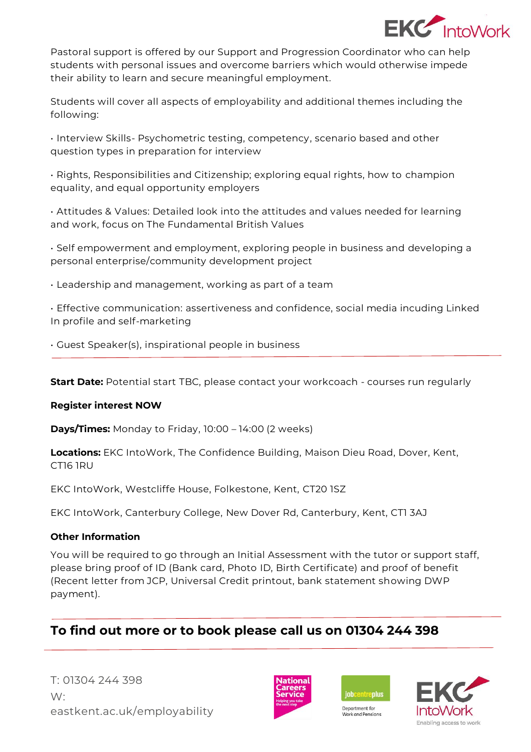Pastoral support is offered by our Support and Progression Coordinator who can help students with personal issues and overcome barriers which would otherwise impede their ability to learn and secure meaningful employment.

Students will cover all aspects of employability and additional themes including the following:

- Interview Skills- Psychometric testing, competency, scenario based and other question types in preparation for interview
- Rights, Responsibilities and Citizenship; exploring equal rights, how to champion equality, and equal opportunity employers
- Attitudes & Values: Detailed look into the attitudes and values needed for learning and work, focus on The Fundamental British Values
- Self empowerment and employment, exploring people in business and developing a personal enterprise/community development project
- Leadership and management, working as part of a team
- Effective communication: assertiveness and confidence, social media incuding Linked In profile and self-marketing
- Guest Speaker(s), inspirational people in business

---

**Start Date:** Potential start TBC, please contact your workcoach - courses run regularly

**Register interest NOW**

**Days/Times:** Monday to Friday, 10:00 – 14:00 (2 weeks)

**Locations:** EKC IntoWork, The Confidence Building, Maison Dieu Road, Dover, Kent, CT16 1RU

EKC IntoWork, Westcliffe House, Folkestone, Kent, CT20 1SZ

EKC IntoWork, Canterbury College, New Dover Rd, Canterbury, Kent, CT1 3AJ

**Other Information**

You will be required to go through an Initial Assessment with the tutor or support staff, please bring proof of ID (Bank card, Photo ID, Birth Certificate) and proof of benefit (Recent letter from JCP, Universal Credit printout, bank statement showing DWP payment).

---

## To find out more or to book please call us on 01304 244 398

---

T: 01304 244 398
W: eastkent.ac.uk/employability